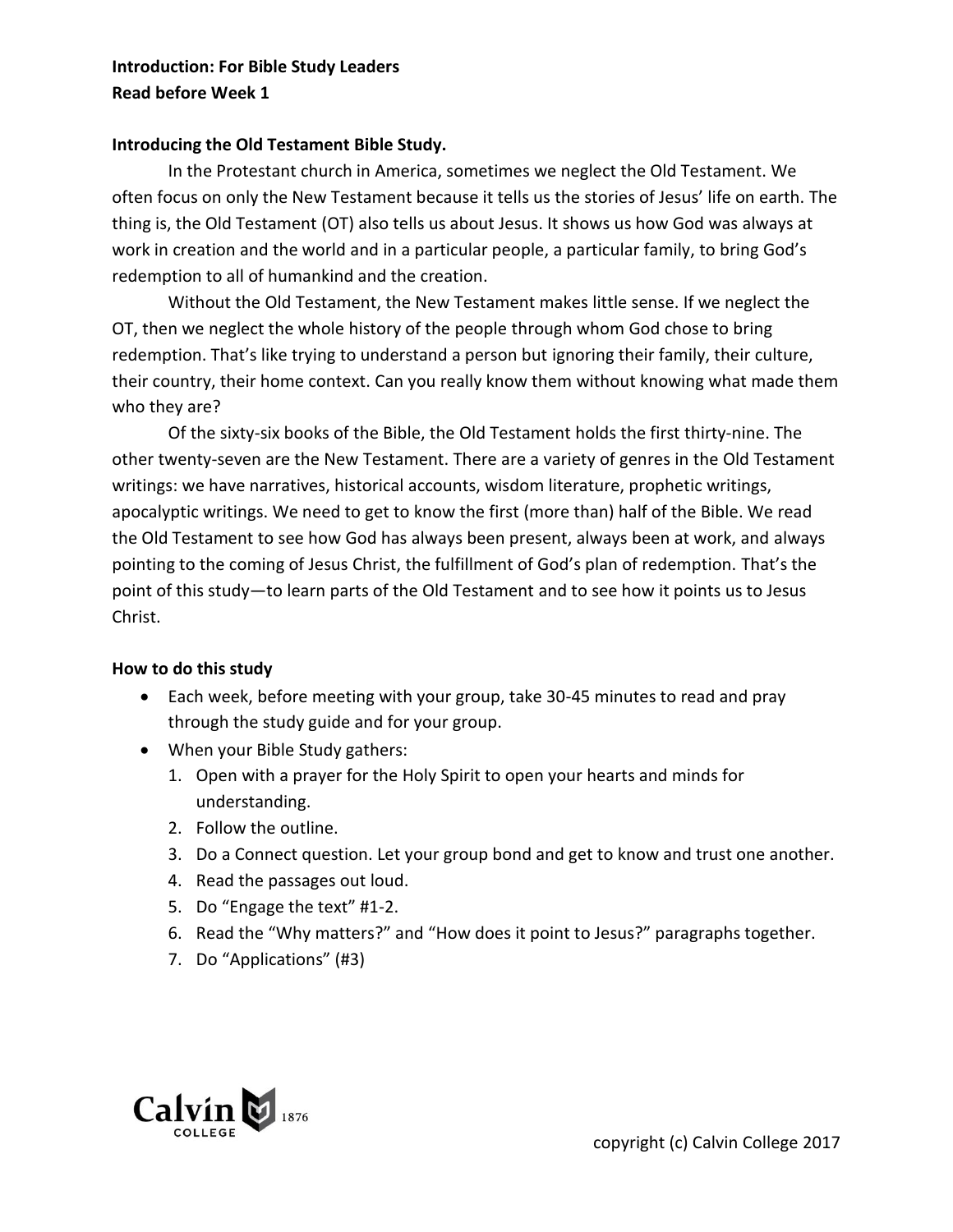**Introduction: For Bible Study Leaders**
**Read before Week 1**

**Introducing the Old Testament Bible Study.**

In the Protestant church in America, sometimes we neglect the Old Testament. We often focus on only the New Testament because it tells us the stories of Jesus' life on earth. The thing is, the Old Testament (OT) also tells us about Jesus. It shows us how God was always at work in creation and the world and in a particular people, a particular family, to bring God's redemption to all of humankind and the creation.

Without the Old Testament, the New Testament makes little sense. If we neglect the OT, then we neglect the whole history of the people through whom God chose to bring redemption. That's like trying to understand a person but ignoring their family, their culture, their country, their home context. Can you really know them without knowing what made them who they are?

Of the sixty-six books of the Bible, the Old Testament holds the first thirty-nine. The other twenty-seven are the New Testament. There are a variety of genres in the Old Testament writings: we have narratives, historical accounts, wisdom literature, prophetic writings, apocalyptic writings. We need to get to know the first (more than) half of the Bible. We read the Old Testament to see how God has always been present, always been at work, and always pointing to the coming of Jesus Christ, the fulfillment of God's plan of redemption. That's the point of this study—to learn parts of the Old Testament and to see how it points us to Jesus Christ.

**How to do this study**

- Each week, before meeting with your group, take 30-45 minutes to read and pray through the study guide and for your group.
- When your Bible Study gathers:
  1. Open with a prayer for the Holy Spirit to open your hearts and minds for understanding.
  2. Follow the outline.
  3. Do a Connect question. Let your group bond and get to know and trust one another.
  4. Read the passages out loud.
  5. Do "Engage the text" #1-2.
  6. Read the "Why matters?" and "How does it point to Jesus?" paragraphs together.
  7. Do "Applications" (#3)

Calvin College 1876

copyright (c) Calvin College 2017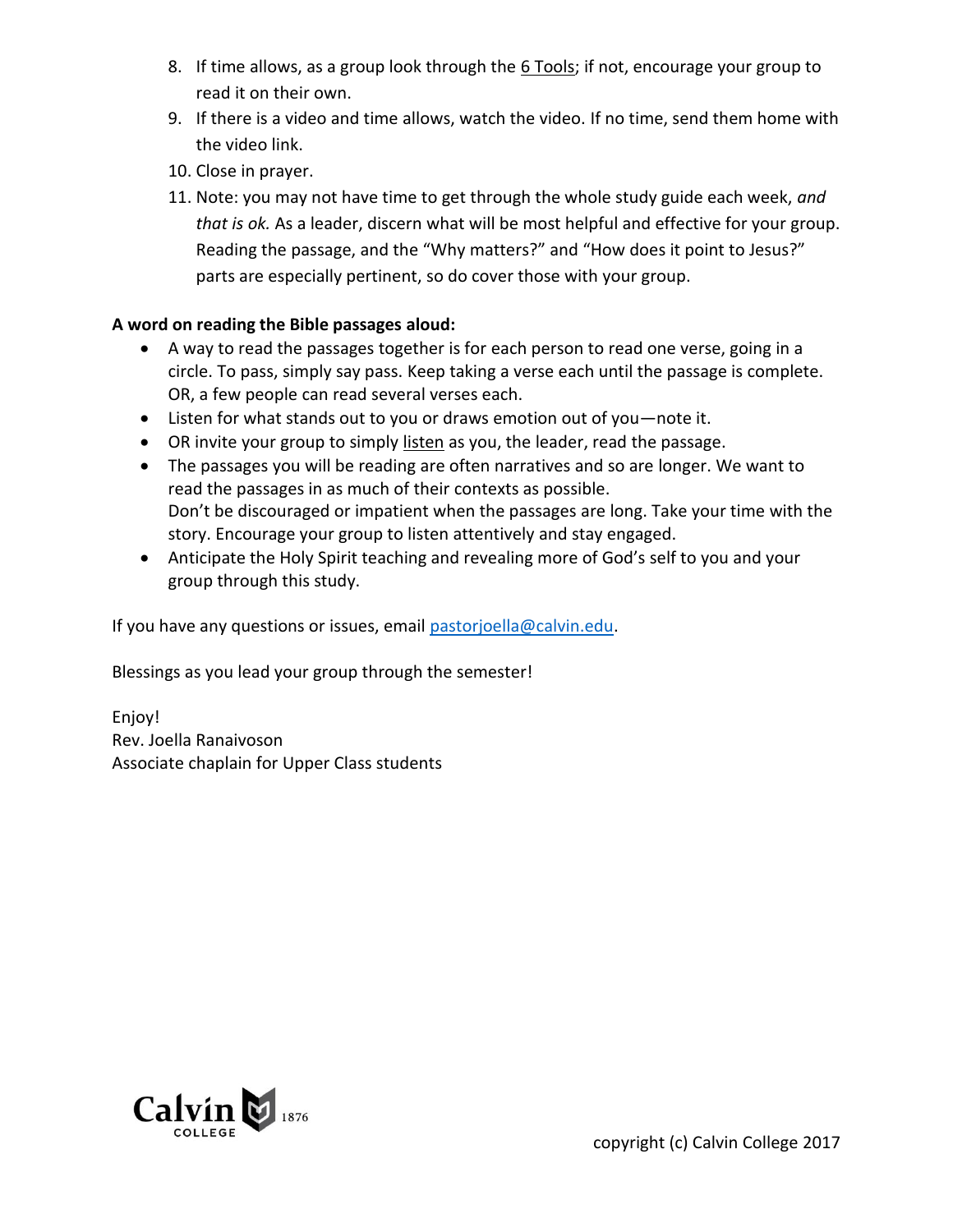8. If time allows, as a group look through the 6 Tools; if not, encourage your group to read it on their own.
9. If there is a video and time allows, watch the video. If no time, send them home with the video link.
10. Close in prayer.
11. Note: you may not have time to get through the whole study guide each week, *and that is ok.* As a leader, discern what will be most helpful and effective for your group. Reading the passage, and the "Why matters?" and "How does it point to Jesus?" parts are especially pertinent, so do cover those with your group.

**A word on reading the Bible passages aloud:**

- A way to read the passages together is for each person to read one verse, going in a circle. To pass, simply say pass. Keep taking a verse each until the passage is complete. OR, a few people can read several verses each.
- Listen for what stands out to you or draws emotion out of you—note it.
- OR invite your group to simply listen as you, the leader, read the passage.
- The passages you will be reading are often narratives and so are longer. We want to read the passages in as much of their contexts as possible.
  Don't be discouraged or impatient when the passages are long. Take your time with the story. Encourage your group to listen attentively and stay engaged.
- Anticipate the Holy Spirit teaching and revealing more of God's self to you and your group through this study.

If you have any questions or issues, email pastorjoella@calvin.edu.

Blessings as you lead your group through the semester!

Enjoy!
Rev. Joella Ranaivoson
Associate chaplain for Upper Class students

Calvin COLLEGE 1876

copyright (c) Calvin College 2017